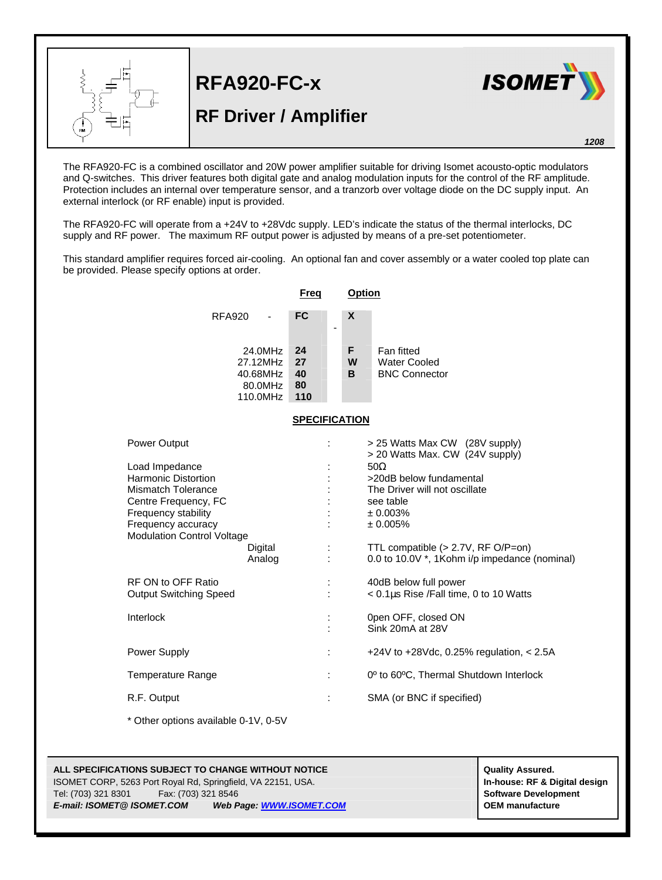# RFA920-FC-x

## RF Driver / Amplifier

1208

The RFA920-FC is a combined oscillator and 20W power amplifier suitable for driving Isomet acousto-optic modulators and Q-switches. This driver features both digital gate and analog modulation inputs for the control of the RF amplitude. Protection includes an internal over temperature sensor, and a tranzorb over voltage diode on the DC supply input. An external interlock (or RF enable) input is provided.

The RFA920-FC will operate from a +24V to +28Vdc supply. LED's indicate the status of the thermal interlocks, DC supply and RF power. The maximum RF output power is adjusted by means of a pre-set potentiometer.

This standard amplifier requires forced air-cooling. An optional fan and cover assembly or a water cooled top plate can be provided. Please specify options at order.

RFA920 - **FC** - **X**

| | **Freq** | **Option** | |
|---|---|---|---|
| 24.0MHz | **24** | **F** | Fan fitted |
| 27.12MHz | **27** | **W** | Water Cooled |
| 40.68MHz | **40** | **B** | BNC Connector |
| 80.0MHz | **80** | | |
| 110.0MHz | **110** | | |

### SPECIFICATION

| | | |
|---|---|---|
| Power Output | : | > 25 Watts Max CW (28V supply)<br>> 20 Watts Max. CW (24V supply) |
| Load Impedance | : | 50Ω |
| Harmonic Distortion | : | >20dB below fundamental |
| Mismatch Tolerance | : | The Driver will not oscillate |
| Centre Frequency, FC | : | see table |
| Frequency stability | : | ± 0.003% |
| Frequency accuracy | : | ± 0.005% |
| Modulation Control Voltage | | |
| Digital | : | TTL compatible (> 2.7V, RF O/P=on) |
| Analog | : | 0.0 to 10.0V *, 1Kohm i/p impedance (nominal) |
| RF ON to OFF Ratio | : | 40dB below full power |
| Output Switching Speed | : | < 0.1µs Rise /Fall time, 0 to 10 Watts |
| Interlock | : | 0pen OFF, closed ON<br>Sink 20mA at 28V |
| Power Supply | : | +24V to +28Vdc, 0.25% regulation, < 2.5A |
| Temperature Range | : | 0º to 60ºC, Thermal Shutdown Interlock |
| R.F. Output | : | SMA (or BNC if specified) |

\* Other options available 0-1V, 0-5V

**ALL SPECIFICATIONS SUBJECT TO CHANGE WITHOUT NOTICE**
ISOMET CORP, 5263 Port Royal Rd, Springfield, VA 22151, USA.
Tel: (703) 321 8301 Fax: (703) 321 8546
***E-mail: ISOMET@ ISOMET.COM Web Page: WWW.ISOMET.COM***

**Quality Assured.**
**In-house: RF & Digital design**
**Software Development**
**OEM manufacture**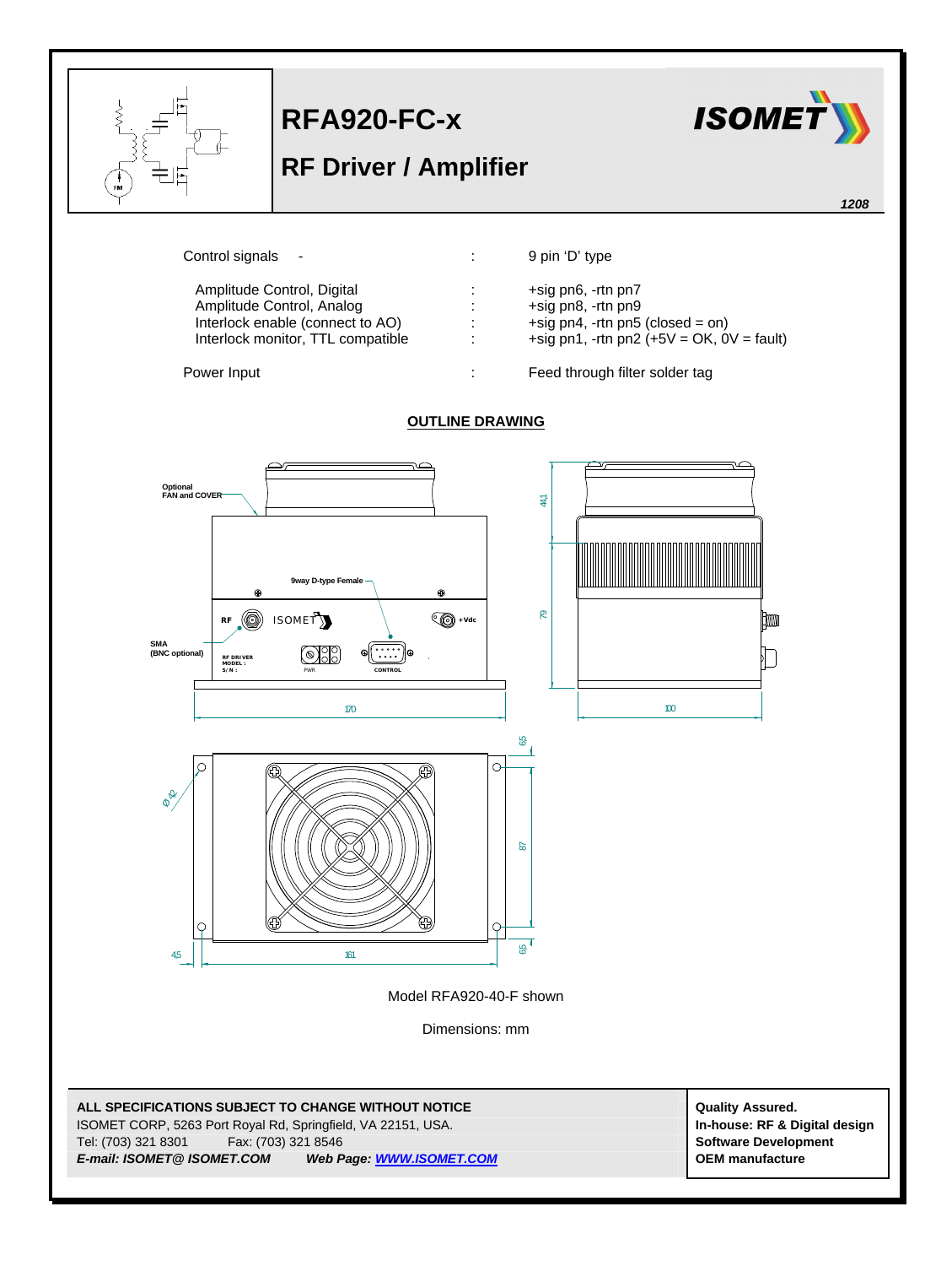# RFA920-FC-x

## RF Driver / Amplifier

1208

| | | |
|---|---|---|
| Control signals - | : | 9 pin 'D' type |
| Amplitude Control, Digital | : | +sig pn6, -rtn pn7 |
| Amplitude Control, Analog | : | +sig pn8, -rtn pn9 |
| Interlock enable (connect to AO) | : | +sig pn4, -rtn pn5 (closed = on) |
| Interlock monitor, TTL compatible | : | +sig pn1, -rtn pn2 (+5V = OK, 0V = fault) |
| Power Input | : | Feed through filter solder tag |

**OUTLINE DRAWING**

Optional FAN and COVER

9way D-type Female

RF

ISOMET

+Vdc

SMA (BNC optional)

RF DRIVER
MODEL :
S/N :

PWR

CONTROL

170

100

41

79

Ø 4.2

6.5

87

6.5

4.5

161

Model RFA920-40-F shown

Dimensions: mm

**ALL SPECIFICATIONS SUBJECT TO CHANGE WITHOUT NOTICE**
ISOMET CORP, 5263 Port Royal Rd, Springfield, VA 22151, USA.
Tel: (703) 321 8301 Fax: (703) 321 8546
***E-mail: ISOMET@ ISOMET.COM*** ***Web Page: WWW.ISOMET.COM***

**Quality Assured.**
**In-house: RF & Digital design**
**Software Development**
**OEM manufacture**